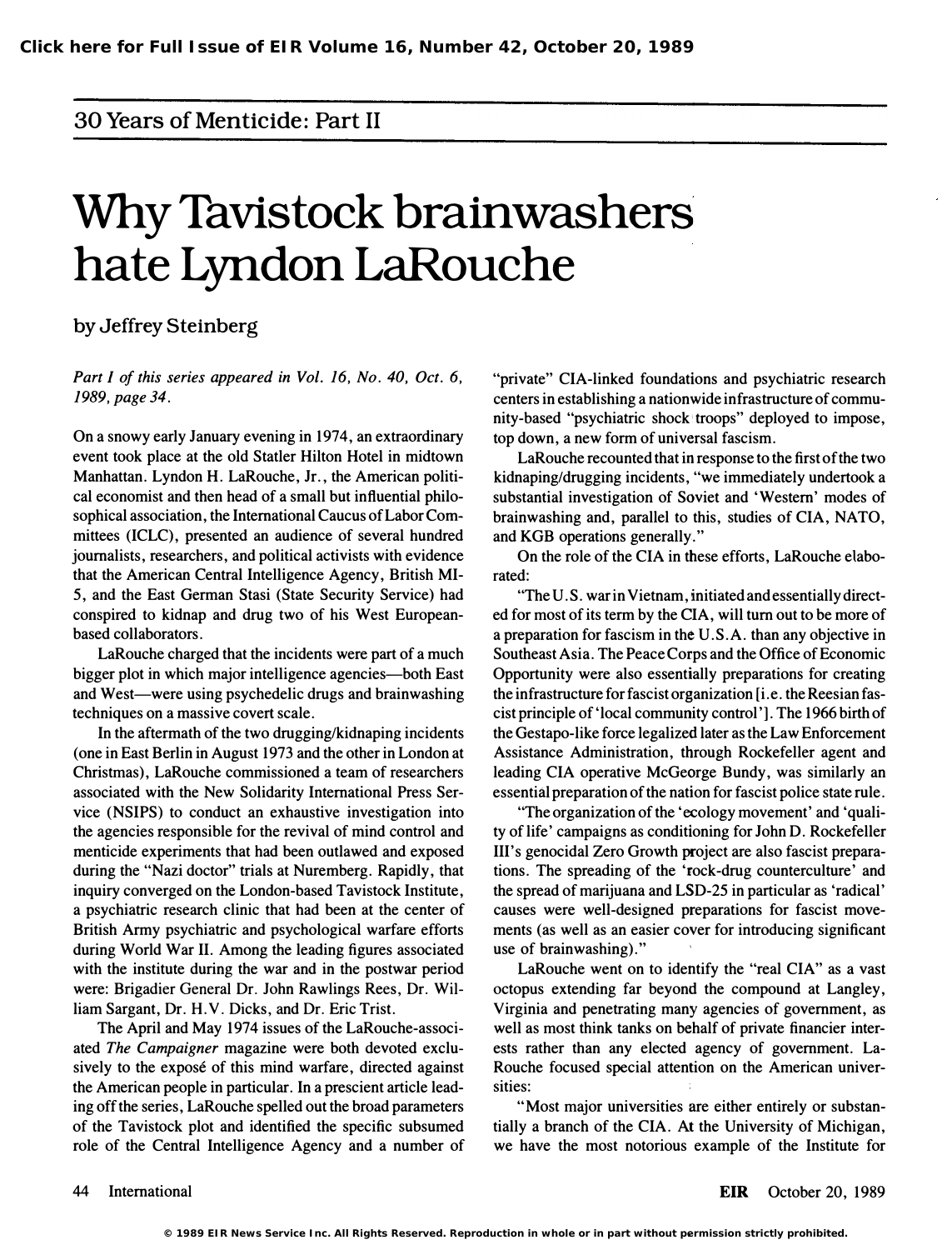30 Years of Menticide: Part II

# Why Tavistock brainwashers hate Lyndon LaRouche

by Jeffrey Steinberg

*Part I of this series appeared in Vol. 16, No. 40, Oct. 6, 1989, page 34.*

On a snowy early January evening in 1974, an extraordinary event took place at the old Statler Hilton Hotel in midtown Manhattan. Lyndon H. LaRouche, Jr., the American political economist and then head of a small but influential philosophical association, the International Caucus of Labor Committees (ICLC), presented an audience of several hundred journalists, researchers, and political activists with evidence that the American Central Intelligence Agency, British MI-5, and the East German Stasi (State Security Service) had conspired to kidnap and drug two of his West European-based collaborators.

LaRouche charged that the incidents were part of a much bigger plot in which major intelligence agencies—both East and West—were using psychedelic drugs and brainwashing techniques on a massive covert scale.

In the aftermath of the two drugging/kidnaping incidents (one in East Berlin in August 1973 and the other in London at Christmas), LaRouche commissioned a team of researchers associated with the New Solidarity International Press Service (NSIPS) to conduct an exhaustive investigation into the agencies responsible for the revival of mind control and menticide experiments that had been outlawed and exposed during the "Nazi doctor" trials at Nuremberg. Rapidly, that inquiry converged on the London-based Tavistock Institute, a psychiatric research clinic that had been at the center of British Army psychiatric and psychological warfare efforts during World War II. Among the leading figures associated with the institute during the war and in the postwar period were: Brigadier General Dr. John Rawlings Rees, Dr. William Sargant, Dr. H.V. Dicks, and Dr. Eric Trist.

The April and May 1974 issues of the LaRouche-associated *The Campaigner* magazine were both devoted exclusively to the exposé of this mind warfare, directed against the American people in particular. In a prescient article leading off the series, LaRouche spelled out the broad parameters of the Tavistock plot and identified the specific subsumed role of the Central Intelligence Agency and a number of "private" CIA-linked foundations and psychiatric research centers in establishing a nationwide infrastructure of community-based "psychiatric shock troops" deployed to impose, top down, a new form of universal fascism.

LaRouche recounted that in response to the first of the two kidnaping/drugging incidents, "we immediately undertook a substantial investigation of Soviet and 'Western' modes of brainwashing and, parallel to this, studies of CIA, NATO, and KGB operations generally."

On the role of the CIA in these efforts, LaRouche elaborated:

"The U.S. war in Vietnam, initiated and essentially directed for most of its term by the CIA, will turn out to be more of a preparation for fascism in the U.S.A. than any objective in Southeast Asia. The Peace Corps and the Office of Economic Opportunity were also essentially preparations for creating the infrastructure for fascist organization [i.e. the Reesian fascist principle of 'local community control']. The 1966 birth of the Gestapo-like force legalized later as the Law Enforcement Assistance Administration, through Rockefeller agent and leading CIA operative McGeorge Bundy, was similarly an essential preparation of the nation for fascist police state rule.

"The organization of the 'ecology movement' and 'quality of life' campaigns as conditioning for John D. Rockefeller III's genocidal Zero Growth project are also fascist preparations. The spreading of the 'rock-drug counterculture' and the spread of marijuana and LSD-25 in particular as 'radical' causes were well-designed preparations for fascist movements (as well as an easier cover for introducing significant use of brainwashing)."

LaRouche went on to identify the "real CIA" as a vast octopus extending far beyond the compound at Langley, Virginia and penetrating many agencies of government, as well as most think tanks on behalf of private financier interests rather than any elected agency of government. LaRouche focused special attention on the American universities:

"Most major universities are either entirely or substantially a branch of the CIA. At the University of Michigan, we have the most notorious example of the Institute for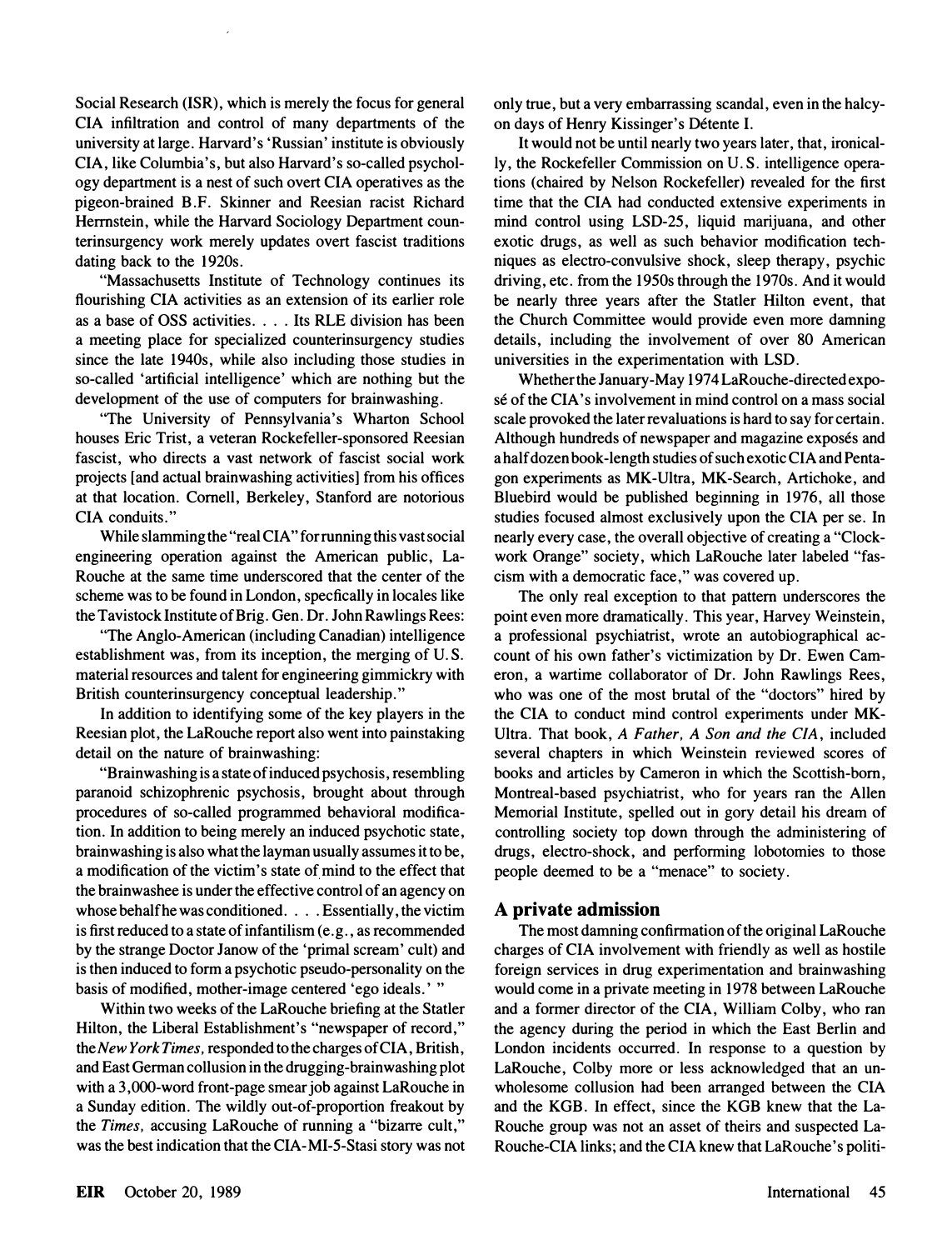Social Research (ISR), which is merely the focus for general CIA infiltration and control of many departments of the university at large. Harvard's 'Russian' institute is obviously CIA, like Columbia's, but also Harvard's so-called psychology department is a nest of such overt CIA operatives as the pigeon-brained B.F. Skinner and Reesian racist Richard Herrnstein, while the Harvard Sociology Department counterinsurgency work merely updates overt fascist traditions dating back to the 1920s.

"Massachusetts Institute of Technology continues its flourishing CIA activities as an extension of its earlier role as a base of OSS activities. . . . Its RLE division has been a meeting place for specialized counterinsurgency studies since the late 1940s, while also including those studies in so-called 'artificial intelligence' which are nothing but the development of the use of computers for brainwashing.

"The University of Pennsylvania's Wharton School houses Eric Trist, a veteran Rockefeller-sponsored Reesian fascist, who directs a vast network of fascist social work projects [and actual brainwashing activities] from his offices at that location. Cornell, Berkeley, Stanford are notorious CIA conduits."

While slamming the "real CIA" for running this vast social engineering operation against the American public, LaRouche at the same time underscored that the center of the scheme was to be found in London, specfically in locales like the Tavistock Institute of Brig. Gen. Dr. John Rawlings Rees:

"The Anglo-American (including Canadian) intelligence establishment was, from its inception, the merging of U.S. material resources and talent for engineering gimmickry with British counterinsurgency conceptual leadership."

In addition to identifying some of the key players in the Reesian plot, the LaRouche report also went into painstaking detail on the nature of brainwashing:

"Brainwashing is a state of induced psychosis, resembling paranoid schizophrenic psychosis, brought about through procedures of so-called programmed behavioral modification. In addition to being merely an induced psychotic state, brainwashing is also what the layman usually assumes it to be, a modification of the victim's state of mind to the effect that the brainwashee is under the effective control of an agency on whose behalf he was conditioned. . . . Essentially, the victim is first reduced to a state of infantilism (e.g., as recommended by the strange Doctor Janow of the 'primal scream' cult) and is then induced to form a psychotic pseudo-personality on the basis of modified, mother-image centered 'ego ideals.' "

Within two weeks of the LaRouche briefing at the Statler Hilton, the Liberal Establishment's "newspaper of record," the *New York Times*, responded to the charges of CIA, British, and East German collusion in the drugging-brainwashing plot with a 3,000-word front-page smear job against LaRouche in a Sunday edition. The wildly out-of-proportion freakout by the *Times*, accusing LaRouche of running a "bizarre cult," was the best indication that the CIA-MI-5-Stasi story was not only true, but a very embarrassing scandal, even in the halcyon days of Henry Kissinger's Détente I.

It would not be until nearly two years later, that, ironically, the Rockefeller Commission on U.S. intelligence operations (chaired by Nelson Rockefeller) revealed for the first time that the CIA had conducted extensive experiments in mind control using LSD-25, liquid marijuana, and other exotic drugs, as well as such behavior modification techniques as electro-convulsive shock, sleep therapy, psychic driving, etc. from the 1950s through the 1970s. And it would be nearly three years after the Statler Hilton event, that the Church Committee would provide even more damning details, including the involvement of over 80 American universities in the experimentation with LSD.

Whether the January-May 1974 LaRouche-directed exposé of the CIA's involvement in mind control on a mass social scale provoked the later revaluations is hard to say for certain. Although hundreds of newspaper and magazine exposés and a half dozen book-length studies of such exotic CIA and Pentagon experiments as MK-Ultra, MK-Search, Artichoke, and Bluebird would be published beginning in 1976, all those studies focused almost exclusively upon the CIA per se. In nearly every case, the overall objective of creating a "Clockwork Orange" society, which LaRouche later labeled "fascism with a democratic face," was covered up.

The only real exception to that pattern underscores the point even more dramatically. This year, Harvey Weinstein, a professional psychiatrist, wrote an autobiographical account of his own father's victimization by Dr. Ewen Cameron, a wartime collaborator of Dr. John Rawlings Rees, who was one of the most brutal of the "doctors" hired by the CIA to conduct mind control experiments under MK-Ultra. That book, *A Father, A Son and the CIA*, included several chapters in which Weinstein reviewed scores of books and articles by Cameron in which the Scottish-born, Montreal-based psychiatrist, who for years ran the Allen Memorial Institute, spelled out in gory detail his dream of controlling society top down through the administering of drugs, electro-shock, and performing lobotomies to those people deemed to be a "menace" to society.

## A private admission

The most damning confirmation of the original LaRouche charges of CIA involvement with friendly as well as hostile foreign services in drug experimentation and brainwashing would come in a private meeting in 1978 between LaRouche and a former director of the CIA, William Colby, who ran the agency during the period in which the East Berlin and London incidents occurred. In response to a question by LaRouche, Colby more or less acknowledged that an unwholesome collusion had been arranged between the CIA and the KGB. In effect, since the KGB knew that the LaRouche group was not an asset of theirs and suspected LaRouche-CIA links; and the CIA knew that LaRouche's politi-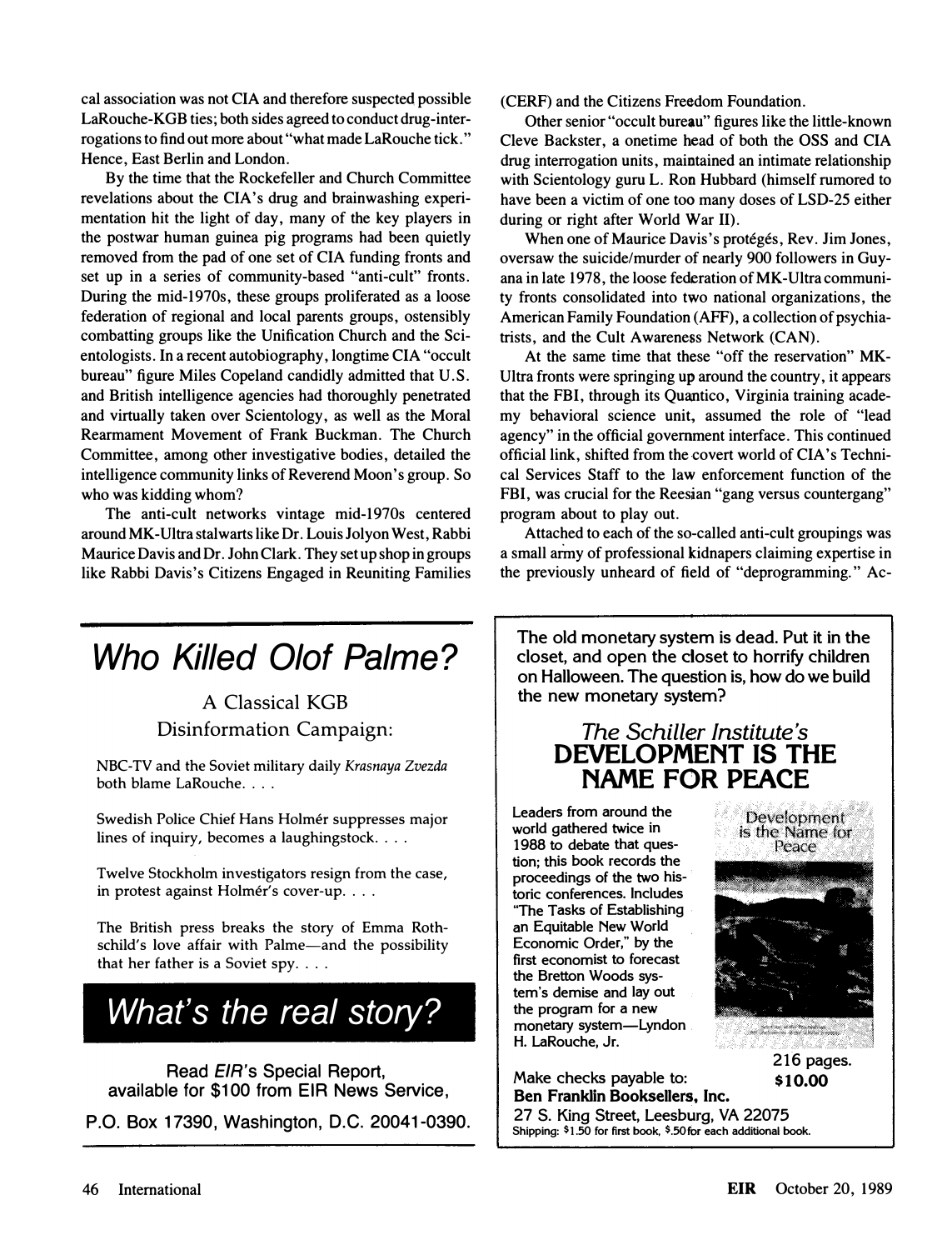cal association was not CIA and therefore suspected possible LaRouche-KGB ties; both sides agreed to conduct drug-interrogations to find out more about "what made LaRouche tick." Hence, East Berlin and London.

By the time that the Rockefeller and Church Committee revelations about the CIA's drug and brainwashing experimentation hit the light of day, many of the key players in the postwar human guinea pig programs had been quietly removed from the pad of one set of CIA funding fronts and set up in a series of community-based "anti-cult" fronts. During the mid-1970s, these groups proliferated as a loose federation of regional and local parents groups, ostensibly combatting groups like the Unification Church and the Scientologists. In a recent autobiography, longtime CIA "occult bureau" figure Miles Copeland candidly admitted that U.S. and British intelligence agencies had thoroughly penetrated and virtually taken over Scientology, as well as the Moral Rearmament Movement of Frank Buckman. The Church Committee, among other investigative bodies, detailed the intelligence community links of Reverend Moon's group. So who was kidding whom?

The anti-cult networks vintage mid-1970s centered around MK-Ultra stalwarts like Dr. Louis Jolyon West, Rabbi Maurice Davis and Dr. John Clark. They set up shop in groups like Rabbi Davis's Citizens Engaged in Reuniting Families (CERF) and the Citizens Freedom Foundation.

Other senior "occult bureau" figures like the little-known Cleve Backster, a onetime head of both the OSS and CIA drug interrogation units, maintained an intimate relationship with Scientology guru L. Ron Hubbard (himself rumored to have been a victim of one too many doses of LSD-25 either during or right after World War II).

When one of Maurice Davis's protégés, Rev. Jim Jones, oversaw the suicide/murder of nearly 900 followers in Guyana in late 1978, the loose federation of MK-Ultra community fronts consolidated into two national organizations, the American Family Foundation (AFF), a collection of psychiatrists, and the Cult Awareness Network (CAN).

At the same time that these "off the reservation" MK-Ultra fronts were springing up around the country, it appears that the FBI, through its Quantico, Virginia training academy behavioral science unit, assumed the role of "lead agency" in the official government interface. This continued official link, shifted from the covert world of CIA's Technical Services Staff to the law enforcement function of the FBI, was crucial for the Reesian "gang versus countergang" program about to play out.

Attached to each of the so-called anti-cult groupings was a small army of professional kidnapers claiming expertise in the previously unheard of field of "deprogramming." Ac-

---

## *Who Killed Olof Palme?*

A Classical KGB Disinformation Campaign:

NBC-TV and the Soviet military daily *Krasnaya Zvezda* both blame LaRouche. . . .

Swedish Police Chief Hans Holmér suppresses major lines of inquiry, becomes a laughingstock. . . .

Twelve Stockholm investigators resign from the case, in protest against Holmér's cover-up. . . .

The British press breaks the story of Emma Rothschild's love affair with Palme—and the possibility that her father is a Soviet spy. . . .

## *What's the real story?*

Read *EIR*'s Special Report, available for $100 from EIR News Service,

P.O. Box 17390, Washington, D.C. 20041-0390.

---

**The old monetary system is dead. Put it in the closet, and open the closet to horrify children on Halloween. The question is, how do we build the new monetary system?**

### *The Schiller Institute's* DEVELOPMENT IS THE NAME FOR PEACE

Leaders from around the world gathered twice in 1988 to debate that question; this book records the proceedings of the two historic conferences. Includes "The Tasks of Establishing an Equitable New World Economic Order," by the first economist to forecast the Bretton Woods system's demise and lay out the program for a new monetary system—Lyndon H. LaRouche, Jr.

216 pages.
**$10.00**

Make checks payable to:
**Ben Franklin Booksellers, Inc.**
27 S. King Street, Leesburg, VA 22075
Shipping: $1.50 for first book, $.50 for each additional book.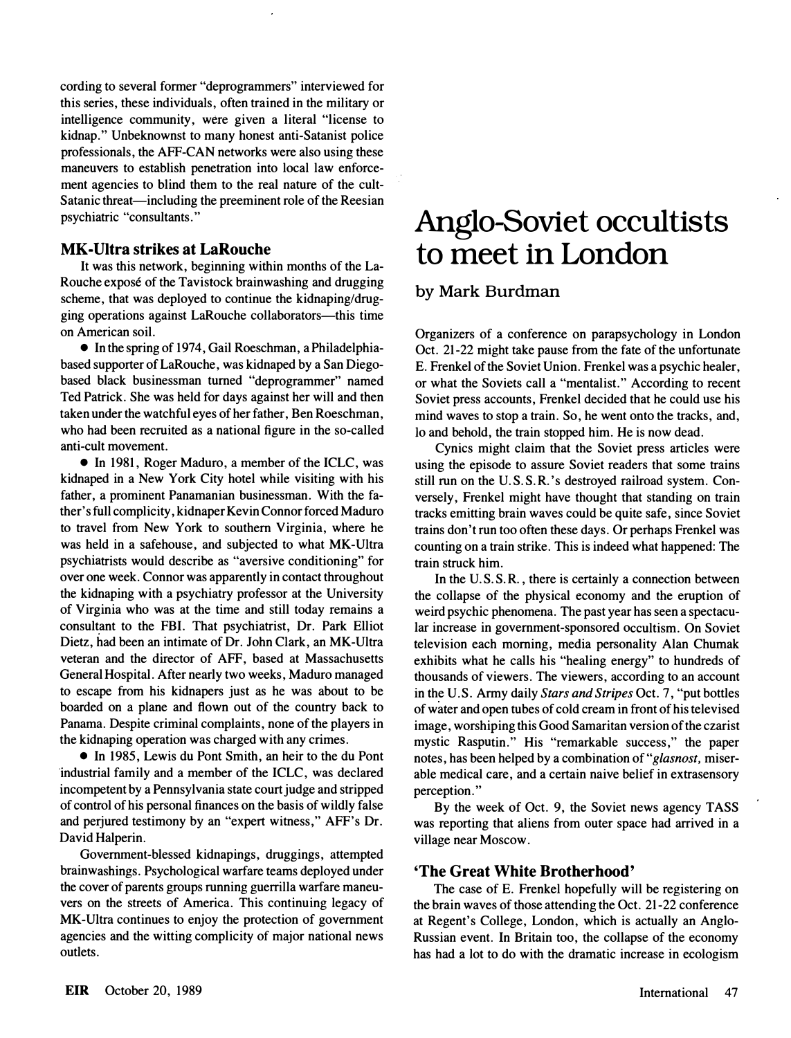cording to several former "deprogrammers" interviewed for this series, these individuals, often trained in the military or intelligence community, were given a literal "license to kidnap." Unbeknownst to many honest anti-Satanist police professionals, the AFF-CAN networks were also using these maneuvers to establish penetration into local law enforcement agencies to blind them to the real nature of the cult-Satanic threat—including the preeminent role of the Reesian psychiatric "consultants."

### MK-Ultra strikes at LaRouche

It was this network, beginning within months of the LaRouche exposé of the Tavistock brainwashing and drugging scheme, that was deployed to continue the kidnaping/drugging operations against LaRouche collaborators—this time on American soil.

- In the spring of 1974, Gail Roeschman, a Philadelphia-based supporter of LaRouche, was kidnaped by a San Diego-based black businessman turned "deprogrammer" named Ted Patrick. She was held for days against her will and then taken under the watchful eyes of her father, Ben Roeschman, who had been recruited as a national figure in the so-called anti-cult movement.
- In 1981, Roger Maduro, a member of the ICLC, was kidnaped in a New York City hotel while visiting with his father, a prominent Panamanian businessman. With the father's full complicity, kidnaper Kevin Connor forced Maduro to travel from New York to southern Virginia, where he was held in a safehouse, and subjected to what MK-Ultra psychiatrists would describe as "aversive conditioning" for over one week. Connor was apparently in contact throughout the kidnaping with a psychiatry professor at the University of Virginia who was at the time and still today remains a consultant to the FBI. That psychiatrist, Dr. Park Elliot Dietz, had been an intimate of Dr. John Clark, an MK-Ultra veteran and the director of AFF, based at Massachusetts General Hospital. After nearly two weeks, Maduro managed to escape from his kidnapers just as he was about to be boarded on a plane and flown out of the country back to Panama. Despite criminal complaints, none of the players in the kidnaping operation was charged with any crimes.
- In 1985, Lewis du Pont Smith, an heir to the du Pont industrial family and a member of the ICLC, was declared incompetent by a Pennsylvania state court judge and stripped of control of his personal finances on the basis of wildly false and perjured testimony by an "expert witness," AFF's Dr. David Halperin.

Government-blessed kidnapings, druggings, attempted brainwashings. Psychological warfare teams deployed under the cover of parents groups running guerrilla warfare maneuvers on the streets of America. This continuing legacy of MK-Ultra continues to enjoy the protection of government agencies and the witting complicity of major national news outlets.

# Anglo-Soviet occultists to meet in London

by Mark Burdman

Organizers of a conference on parapsychology in London Oct. 21-22 might take pause from the fate of the unfortunate E. Frenkel of the Soviet Union. Frenkel was a psychic healer, or what the Soviets call a "mentalist." According to recent Soviet press accounts, Frenkel decided that he could use his mind waves to stop a train. So, he went onto the tracks, and, lo and behold, the train stopped him. He is now dead.

Cynics might claim that the Soviet press articles were using the episode to assure Soviet readers that some trains still run on the U.S.S.R.'s destroyed railroad system. Conversely, Frenkel might have thought that standing on train tracks emitting brain waves could be quite safe, since Soviet trains don't run too often these days. Or perhaps Frenkel was counting on a train strike. This is indeed what happened: The train struck him.

In the U.S.S.R., there is certainly a connection between the collapse of the physical economy and the eruption of weird psychic phenomena. The past year has seen a spectacular increase in government-sponsored occultism. On Soviet television each morning, media personality Alan Chumak exhibits what he calls his "healing energy" to hundreds of thousands of viewers. The viewers, according to an account in the U.S. Army daily *Stars and Stripes* Oct. 7, "put bottles of water and open tubes of cold cream in front of his televised image, worshiping this Good Samaritan version of the czarist mystic Rasputin." His "remarkable success," the paper notes, has been helped by a combination of "*glasnost*, miserable medical care, and a certain naive belief in extrasensory perception."

By the week of Oct. 9, the Soviet news agency TASS was reporting that aliens from outer space had arrived in a village near Moscow.

### 'The Great White Brotherhood'

The case of E. Frenkel hopefully will be registering on the brain waves of those attending the Oct. 21-22 conference at Regent's College, London, which is actually an Anglo-Russian event. In Britain too, the collapse of the economy has had a lot to do with the dramatic increase in ecologism